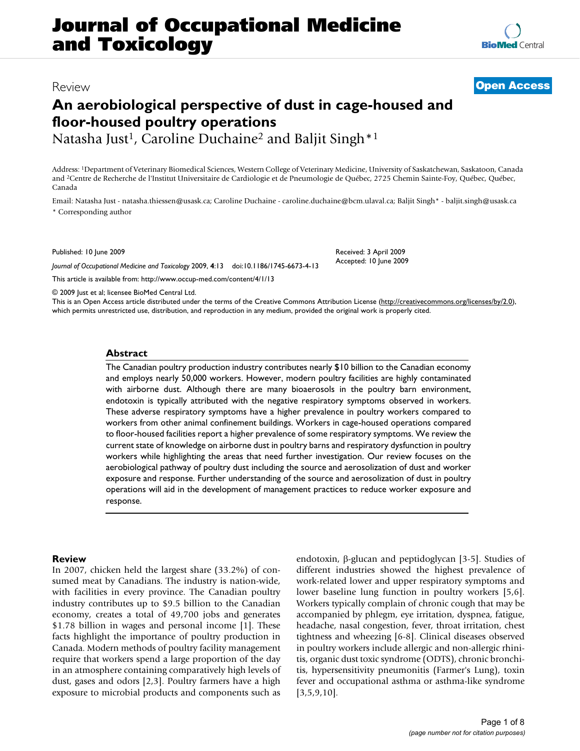# An aerobiological perspective of dust in cage-housed and floor-housed poultry operations

Review

**Open Access**

Natasha Just[1], Caroline Duchaine[2] and Baljit Singh*[1]

Address: [1]Department of Veterinary Biomedical Sciences, Western College of Veterinary Medicine, University of Saskatchewan, Saskatoon, Canada and [2]Centre de Recherche de l'Institut Universitaire de Cardiologie et de Pneumologie de Québec, 2725 Chemin Sainte-Foy, Québec, Québec, Canada

Email: Natasha Just - natasha.thiessen@usask.ca; Caroline Duchaine - caroline.duchaine@bcm.ulaval.ca; Baljit Singh* - baljit.singh@usask.ca

* Corresponding author

Published: 10 June 2009

Received: 3 April 2009
Accepted: 10 June 2009

*Journal of Occupational Medicine and Toxicology* 2009, **4**:13 doi:10.1186/1745-6673-4-13

This article is available from: http://www.occup-med.com/content/4/1/13

© 2009 Just et al; licensee BioMed Central Ltd.

This is an Open Access article distributed under the terms of the Creative Commons Attribution License (http://creativecommons.org/licenses/by/2.0), which permits unrestricted use, distribution, and reproduction in any medium, provided the original work is properly cited.

## Abstract

The Canadian poultry production industry contributes nearly $10 billion to the Canadian economy and employs nearly 50,000 workers. However, modern poultry facilities are highly contaminated with airborne dust. Although there are many bioaerosols in the poultry barn environment, endotoxin is typically attributed with the negative respiratory symptoms observed in workers. These adverse respiratory symptoms have a higher prevalence in poultry workers compared to workers from other animal confinement buildings. Workers in cage-housed operations compared to floor-housed facilities report a higher prevalence of some respiratory symptoms. We review the current state of knowledge on airborne dust in poultry barns and respiratory dysfunction in poultry workers while highlighting the areas that need further investigation. Our review focuses on the aerobiological pathway of poultry dust including the source and aerosolization of dust and worker exposure and response. Further understanding of the source and aerosolization of dust in poultry operations will aid in the development of management practices to reduce worker exposure and response.

## Review

In 2007, chicken held the largest share (33.2%) of consumed meat by Canadians. The industry is nation-wide, with facilities in every province. The Canadian poultry industry contributes up to $9.5 billion to the Canadian economy, creates a total of 49,700 jobs and generates $1.78 billion in wages and personal income [1]. These facts highlight the importance of poultry production in Canada. Modern methods of poultry facility management require that workers spend a large proportion of the day in an atmosphere containing comparatively high levels of dust, gases and odors [2,3]. Poultry farmers have a high exposure to microbial products and components such as endotoxin, β-glucan and peptidoglycan [3-5]. Studies of different industries showed the highest prevalence of work-related lower and upper respiratory symptoms and lower baseline lung function in poultry workers [5,6]. Workers typically complain of chronic cough that may be accompanied by phlegm, eye irritation, dyspnea, fatigue, headache, nasal congestion, fever, throat irritation, chest tightness and wheezing [6-8]. Clinical diseases observed in poultry workers include allergic and non-allergic rhinitis, organic dust toxic syndrome (ODTS), chronic bronchitis, hypersensitivity pneumonitis (Farmer's Lung), toxin fever and occupational asthma or asthma-like syndrome [3,5,9,10].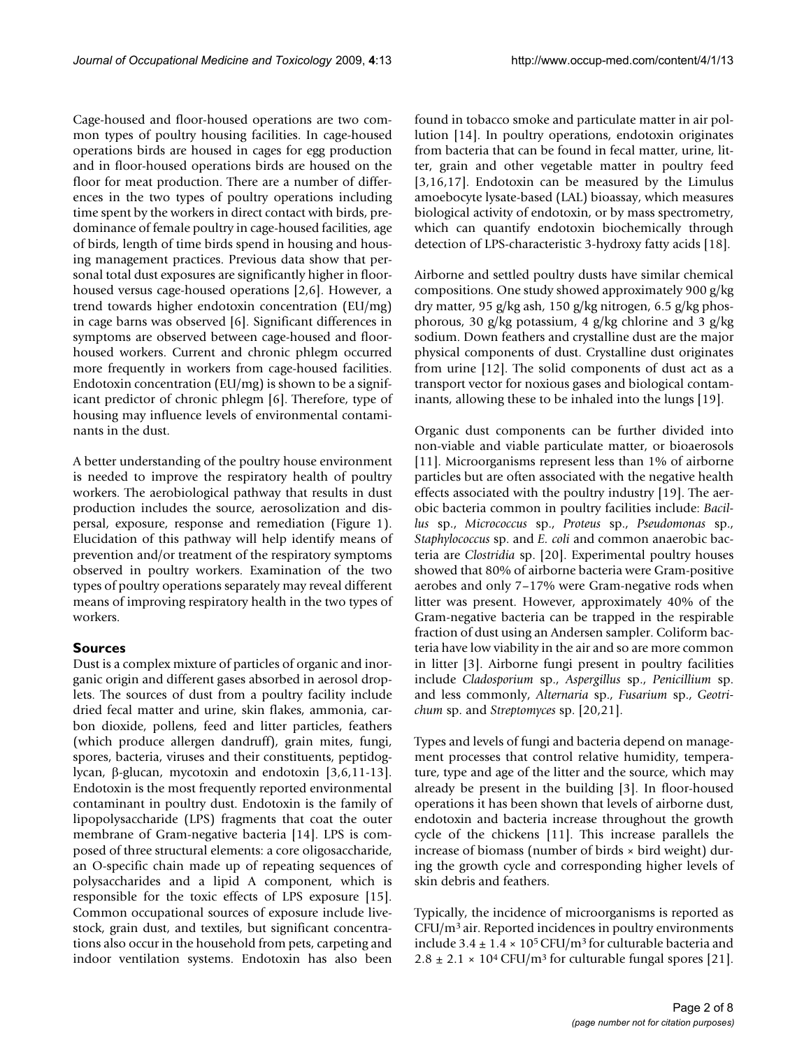Cage-housed and floor-housed operations are two common types of poultry housing facilities. In cage-housed operations birds are housed in cages for egg production and in floor-housed operations birds are housed on the floor for meat production. There are a number of differences in the two types of poultry operations including time spent by the workers in direct contact with birds, predominance of female poultry in cage-housed facilities, age of birds, length of time birds spend in housing and housing management practices. Previous data show that personal total dust exposures are significantly higher in floor-housed versus cage-housed operations [2,6]. However, a trend towards higher endotoxin concentration (EU/mg) in cage barns was observed [6]. Significant differences in symptoms are observed between cage-housed and floor-housed workers. Current and chronic phlegm occurred more frequently in workers from cage-housed facilities. Endotoxin concentration (EU/mg) is shown to be a significant predictor of chronic phlegm [6]. Therefore, type of housing may influence levels of environmental contaminants in the dust.

A better understanding of the poultry house environment is needed to improve the respiratory health of poultry workers. The aerobiological pathway that results in dust production includes the source, aerosolization and dispersal, exposure, response and remediation (Figure 1). Elucidation of this pathway will help identify means of prevention and/or treatment of the respiratory symptoms observed in poultry workers. Examination of the two types of poultry operations separately may reveal different means of improving respiratory health in the two types of workers.

## Sources

Dust is a complex mixture of particles of organic and inorganic origin and different gases absorbed in aerosol droplets. The sources of dust from a poultry facility include dried fecal matter and urine, skin flakes, ammonia, carbon dioxide, pollens, feed and litter particles, feathers (which produce allergen dandruff), grain mites, fungi, spores, bacteria, viruses and their constituents, peptidoglycan, β-glucan, mycotoxin and endotoxin [3,6,11-13]. Endotoxin is the most frequently reported environmental contaminant in poultry dust. Endotoxin is the family of lipopolysaccharide (LPS) fragments that coat the outer membrane of Gram-negative bacteria [14]. LPS is composed of three structural elements: a core oligosaccharide, an O-specific chain made up of repeating sequences of polysaccharides and a lipid A component, which is responsible for the toxic effects of LPS exposure [15]. Common occupational sources of exposure include livestock, grain dust, and textiles, but significant concentrations also occur in the household from pets, carpeting and indoor ventilation systems. Endotoxin has also been found in tobacco smoke and particulate matter in air pollution [14]. In poultry operations, endotoxin originates from bacteria that can be found in fecal matter, urine, litter, grain and other vegetable matter in poultry feed [3,16,17]. Endotoxin can be measured by the Limulus amoebocyte lysate-based (LAL) bioassay, which measures biological activity of endotoxin, or by mass spectrometry, which can quantify endotoxin biochemically through detection of LPS-characteristic 3-hydroxy fatty acids [18].

Airborne and settled poultry dusts have similar chemical compositions. One study showed approximately 900 g/kg dry matter, 95 g/kg ash, 150 g/kg nitrogen, 6.5 g/kg phosphorous, 30 g/kg potassium, 4 g/kg chlorine and 3 g/kg sodium. Down feathers and crystalline dust are the major physical components of dust. Crystalline dust originates from urine [12]. The solid components of dust act as a transport vector for noxious gases and biological contaminants, allowing these to be inhaled into the lungs [19].

Organic dust components can be further divided into non-viable and viable particulate matter, or bioaerosols [11]. Microorganisms represent less than 1% of airborne particles but are often associated with the negative health effects associated with the poultry industry [19]. The aerobic bacteria common in poultry facilities include: *Bacillus* sp., *Micrococcus* sp., *Proteus* sp., *Pseudomonas* sp., *Staphylococcus* sp. and *E. coli* and common anaerobic bacteria are *Clostridia* sp. [20]. Experimental poultry houses showed that 80% of airborne bacteria were Gram-positive aerobes and only 7–17% were Gram-negative rods when litter was present. However, approximately 40% of the Gram-negative bacteria can be trapped in the respirable fraction of dust using an Andersen sampler. Coliform bacteria have low viability in the air and so are more common in litter [3]. Airborne fungi present in poultry facilities include *Cladosporium* sp., *Aspergillus* sp., *Penicillium* sp. and less commonly, *Alternaria* sp., *Fusarium* sp., *Geotrichum* sp. and *Streptomyces* sp. [20,21].

Types and levels of fungi and bacteria depend on management processes that control relative humidity, temperature, type and age of the litter and the source, which may already be present in the building [3]. In floor-housed operations it has been shown that levels of airborne dust, endotoxin and bacteria increase throughout the growth cycle of the chickens [11]. This increase parallels the increase of biomass (number of birds × bird weight) during the growth cycle and corresponding higher levels of skin debris and feathers.

Typically, the incidence of microorganisms is reported as $CFU/m^3$ air. Reported incidences in poultry environments include $3.4 \pm 1.4 \times 10^5$ $CFU/m^3$ for culturable bacteria and $2.8 \pm 2.1 \times 10^4$ $CFU/m^3$ for culturable fungal spores [21].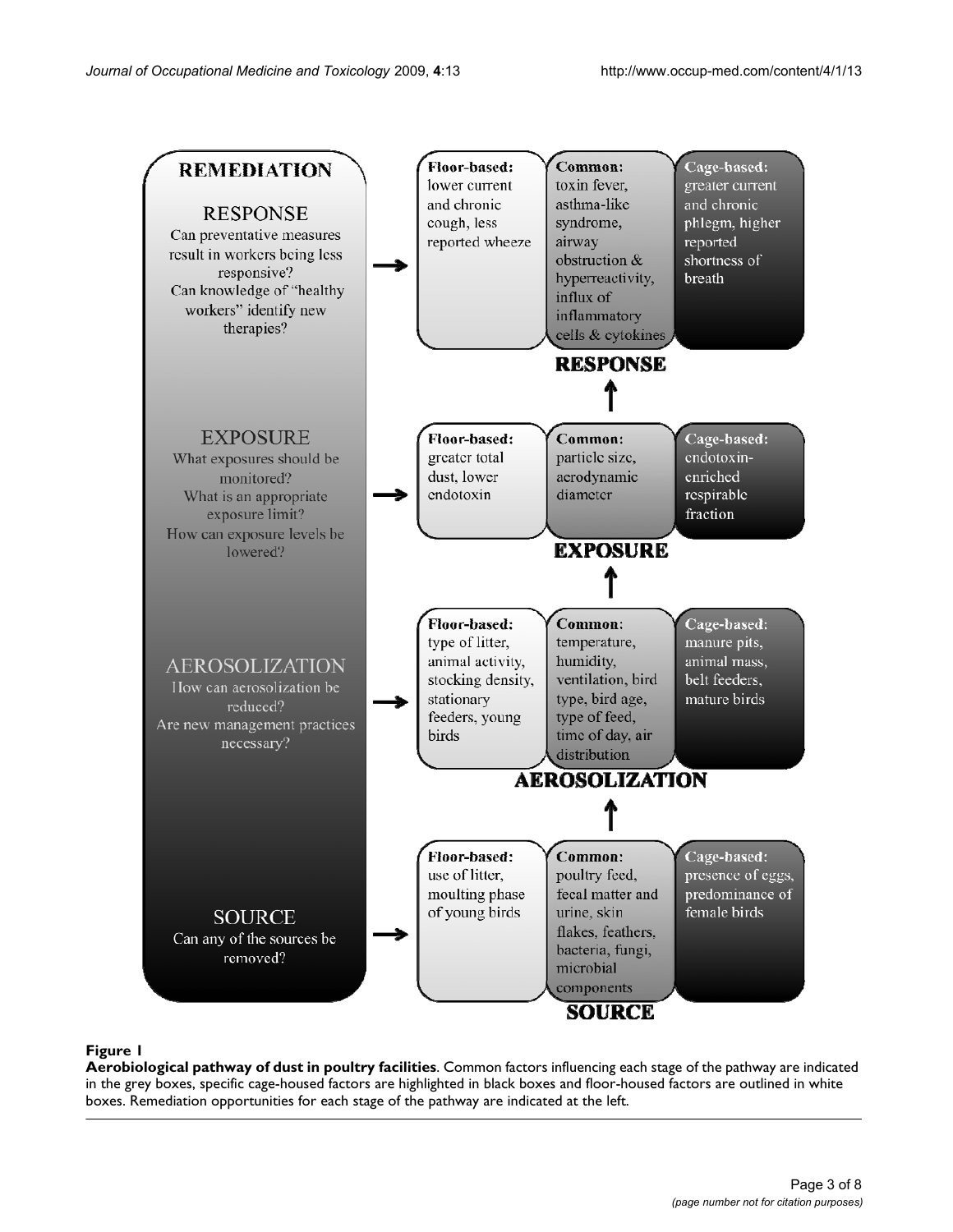**REMEDIATION**

**RESPONSE**
Can preventative measures result in workers being less responsive?
Can knowledge of "healthy workers" identify new therapies?

**EXPOSURE**
What exposures should be monitored?
What is an appropriate exposure limit?
How can exposure levels be lowered?

**AEROSOLIZATION**
How can aerosolization be reduced?
Are new management practices necessary?

**SOURCE**
Can any of the sources be removed?

---

**RESPONSE**

| Floor-based: | Common: | Cage-based: |
| --- | --- | --- |
| lower current and chronic cough, less reported wheeze | toxin fever, asthma-like syndrome, airway obstruction & hyperreactivity, influx of inflammatory cells & cytokines | greater current and chronic phlegm, higher reported shortness of breath |

**EXPOSURE**

| Floor-based: | Common: | Cage-based: |
| --- | --- | --- |
| greater total dust, lower endotoxin | particle size, aerodynamic diameter | endotoxin-enriched respirable fraction |

**AEROSOLIZATION**

| Floor-based: | Common: | Cage-based: |
| --- | --- | --- |
| type of litter, animal activity, stocking density, stationary feeders, young birds | temperature, humidity, ventilation, bird type, bird age, type of feed, time of day, air distribution | manure pits, animal mass, belt feeders, mature birds |

**SOURCE**

| Floor-based: | Common: | Cage-based: |
| --- | --- | --- |
| use of litter, moulting phase of young birds | poultry feed, fecal matter and urine, skin flakes, feathers, bacteria, fungi, microbial components | presence of eggs, predominance of female birds |

**Figure 1**
**Aerobiological pathway of dust in poultry facilities**. Common factors influencing each stage of the pathway are indicated in the grey boxes, specific cage-housed factors are highlighted in black boxes and floor-housed factors are outlined in white boxes. Remediation opportunities for each stage of the pathway are indicated at the left.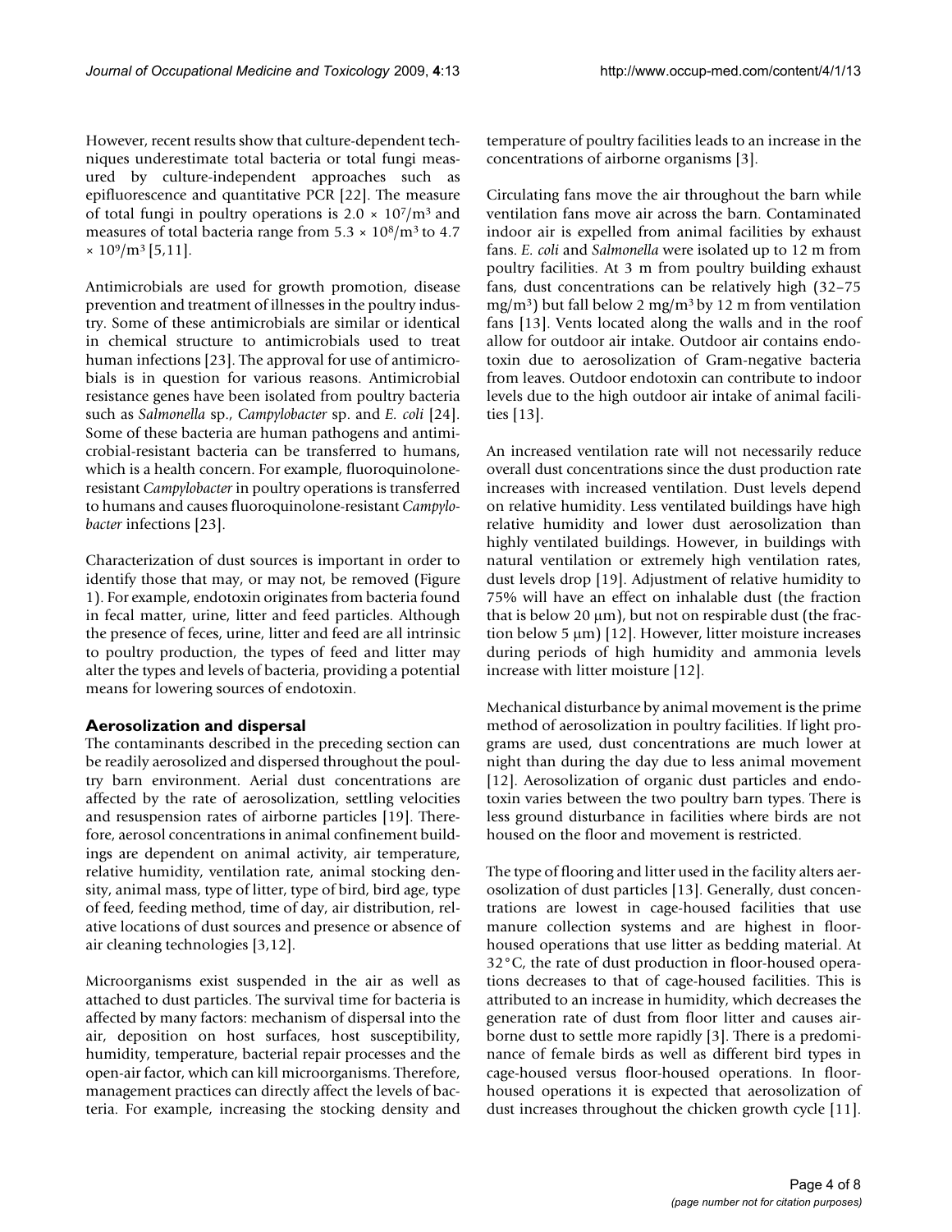However, recent results show that culture-dependent techniques underestimate total bacteria or total fungi measured by culture-independent approaches such as epifluorescence and quantitative PCR [22]. The measure of total fungi in poultry operations is $2.0 \times 10^7/m^3$ and measures of total bacteria range from $5.3 \times 10^8/m^3$ to $4.7 \times 10^9/m^3$ [5,11].

Antimicrobials are used for growth promotion, disease prevention and treatment of illnesses in the poultry industry. Some of these antimicrobials are similar or identical in chemical structure to antimicrobials used to treat human infections [23]. The approval for use of antimicrobials is in question for various reasons. Antimicrobial resistance genes have been isolated from poultry bacteria such as *Salmonella* sp., *Campylobacter* sp. and *E. coli* [24]. Some of these bacteria are human pathogens and antimicrobial-resistant bacteria can be transferred to humans, which is a health concern. For example, fluoroquinolone-resistant *Campylobacter* in poultry operations is transferred to humans and causes fluoroquinolone-resistant *Campylobacter* infections [23].

Characterization of dust sources is important in order to identify those that may, or may not, be removed (Figure 1). For example, endotoxin originates from bacteria found in fecal matter, urine, litter and feed particles. Although the presence of feces, urine, litter and feed are all intrinsic to poultry production, the types of feed and litter may alter the types and levels of bacteria, providing a potential means for lowering sources of endotoxin.

## Aerosolization and dispersal

The contaminants described in the preceding section can be readily aerosolized and dispersed throughout the poultry barn environment. Aerial dust concentrations are affected by the rate of aerosolization, settling velocities and resuspension rates of airborne particles [19]. Therefore, aerosol concentrations in animal confinement buildings are dependent on animal activity, air temperature, relative humidity, ventilation rate, animal stocking density, animal mass, type of litter, type of bird, bird age, type of feed, feeding method, time of day, air distribution, relative locations of dust sources and presence or absence of air cleaning technologies [3,12].

Microorganisms exist suspended in the air as well as attached to dust particles. The survival time for bacteria is affected by many factors: mechanism of dispersal into the air, deposition on host surfaces, host susceptibility, humidity, temperature, bacterial repair processes and the open-air factor, which can kill microorganisms. Therefore, management practices can directly affect the levels of bacteria. For example, increasing the stocking density and temperature of poultry facilities leads to an increase in the concentrations of airborne organisms [3].

Circulating fans move the air throughout the barn while ventilation fans move air across the barn. Contaminated indoor air is expelled from animal facilities by exhaust fans. *E. coli* and *Salmonella* were isolated up to 12 m from poultry facilities. At 3 m from poultry building exhaust fans, dust concentrations can be relatively high (32–75 $mg/m^3$) but fall below 2 $mg/m^3$ by 12 m from ventilation fans [13]. Vents located along the walls and in the roof allow for outdoor air intake. Outdoor air contains endotoxin due to aerosolization of Gram-negative bacteria from leaves. Outdoor endotoxin can contribute to indoor levels due to the high outdoor air intake of animal facilities [13].

An increased ventilation rate will not necessarily reduce overall dust concentrations since the dust production rate increases with increased ventilation. Dust levels depend on relative humidity. Less ventilated buildings have high relative humidity and lower dust aerosolization than highly ventilated buildings. However, in buildings with natural ventilation or extremely high ventilation rates, dust levels drop [19]. Adjustment of relative humidity to 75% will have an effect on inhalable dust (the fraction that is below 20 μm), but not on respirable dust (the fraction below 5 μm) [12]. However, litter moisture increases during periods of high humidity and ammonia levels increase with litter moisture [12].

Mechanical disturbance by animal movement is the prime method of aerosolization in poultry facilities. If light programs are used, dust concentrations are much lower at night than during the day due to less animal movement [12]. Aerosolization of organic dust particles and endotoxin varies between the two poultry barn types. There is less ground disturbance in facilities where birds are not housed on the floor and movement is restricted.

The type of flooring and litter used in the facility alters aerosolization of dust particles [13]. Generally, dust concentrations are lowest in cage-housed facilities that use manure collection systems and are highest in floor-housed operations that use litter as bedding material. At 32°C, the rate of dust production in floor-housed operations decreases to that of cage-housed facilities. This is attributed to an increase in humidity, which decreases the generation rate of dust from floor litter and causes airborne dust to settle more rapidly [3]. There is a predominance of female birds as well as different bird types in cage-housed versus floor-housed operations. In floor-housed operations it is expected that aerosolization of dust increases throughout the chicken growth cycle [11].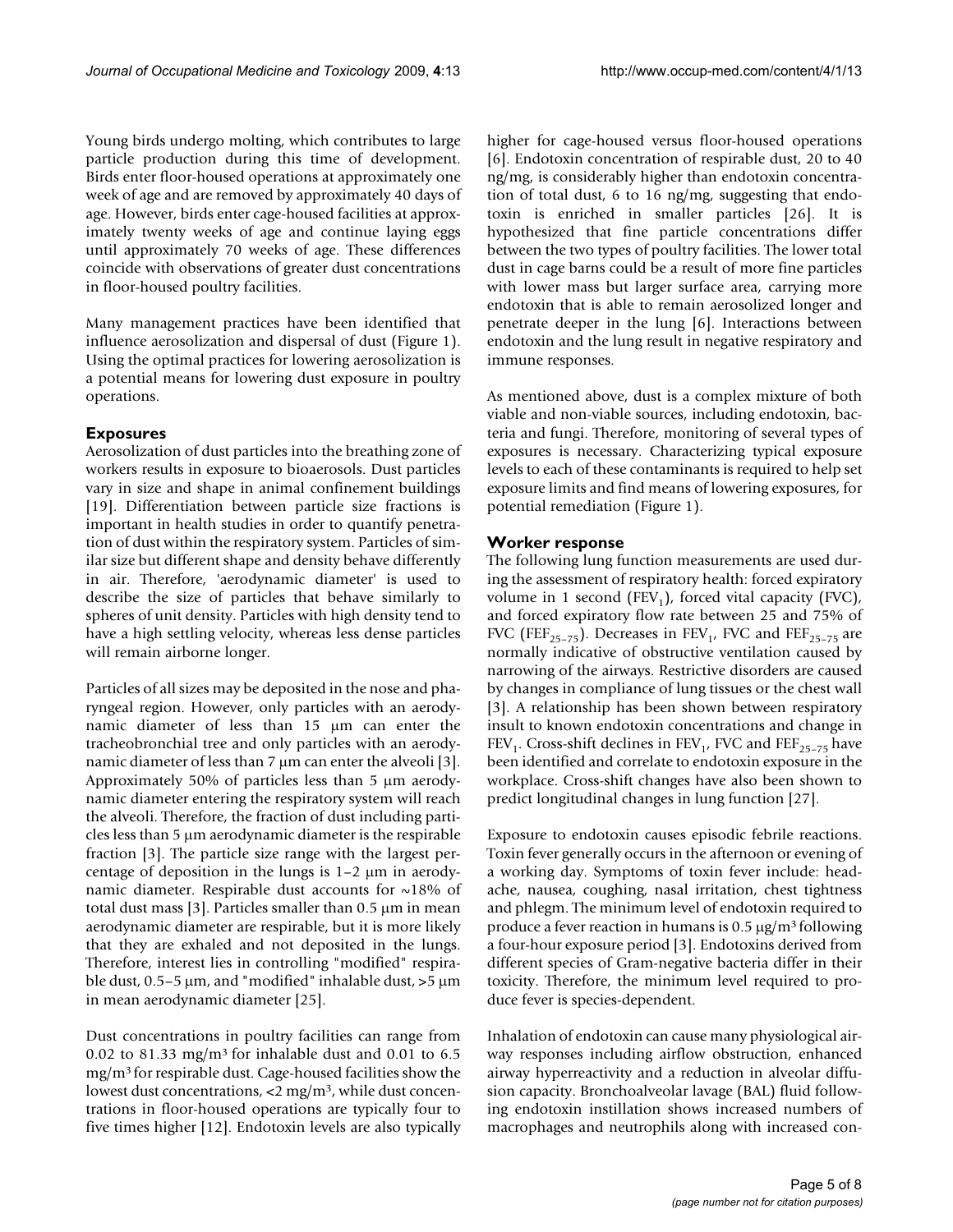Young birds undergo molting, which contributes to large particle production during this time of development. Birds enter floor-housed operations at approximately one week of age and are removed by approximately 40 days of age. However, birds enter cage-housed facilities at approximately twenty weeks of age and continue laying eggs until approximately 70 weeks of age. These differences coincide with observations of greater dust concentrations in floor-housed poultry facilities.

Many management practices have been identified that influence aerosolization and dispersal of dust (Figure 1). Using the optimal practices for lowering aerosolization is a potential means for lowering dust exposure in poultry operations.

## Exposures

Aerosolization of dust particles into the breathing zone of workers results in exposure to bioaerosols. Dust particles vary in size and shape in animal confinement buildings [19]. Differentiation between particle size fractions is important in health studies in order to quantify penetration of dust within the respiratory system. Particles of similar size but different shape and density behave differently in air. Therefore, 'aerodynamic diameter' is used to describe the size of particles that behave similarly to spheres of unit density. Particles with high density tend to have a high settling velocity, whereas less dense particles will remain airborne longer.

Particles of all sizes may be deposited in the nose and pharyngeal region. However, only particles with an aerodynamic diameter of less than 15 μm can enter the tracheobronchial tree and only particles with an aerodynamic diameter of less than 7 μm can enter the alveoli [3]. Approximately 50% of particles less than 5 μm aerodynamic diameter entering the respiratory system will reach the alveoli. Therefore, the fraction of dust including particles less than 5 μm aerodynamic diameter is the respirable fraction [3]. The particle size range with the largest percentage of deposition in the lungs is 1–2 μm in aerodynamic diameter. Respirable dust accounts for ~18% of total dust mass [3]. Particles smaller than 0.5 μm in mean aerodynamic diameter are respirable, but it is more likely that they are exhaled and not deposited in the lungs. Therefore, interest lies in controlling "modified" respirable dust, 0.5–5 μm, and "modified" inhalable dust, >5 μm in mean aerodynamic diameter [25].

Dust concentrations in poultry facilities can range from 0.02 to 81.33 mg/m$^3$ for inhalable dust and 0.01 to 6.5 mg/m$^3$ for respirable dust. Cage-housed facilities show the lowest dust concentrations, <2 mg/m$^3$, while dust concentrations in floor-housed operations are typically four to five times higher [12]. Endotoxin levels are also typically higher for cage-housed versus floor-housed operations [6]. Endotoxin concentration of respirable dust, 20 to 40 ng/mg, is considerably higher than endotoxin concentration of total dust, 6 to 16 ng/mg, suggesting that endotoxin is enriched in smaller particles [26]. It is hypothesized that fine particle concentrations differ between the two types of poultry facilities. The lower total dust in cage barns could be a result of more fine particles with lower mass but larger surface area, carrying more endotoxin that is able to remain aerosolized longer and penetrate deeper in the lung [6]. Interactions between endotoxin and the lung result in negative respiratory and immune responses.

As mentioned above, dust is a complex mixture of both viable and non-viable sources, including endotoxin, bacteria and fungi. Therefore, monitoring of several types of exposures is necessary. Characterizing typical exposure levels to each of these contaminants is required to help set exposure limits and find means of lowering exposures, for potential remediation (Figure 1).

## Worker response

The following lung function measurements are used during the assessment of respiratory health: forced expiratory volume in 1 second ($FEV_1$), forced vital capacity (FVC), and forced expiratory flow rate between 25 and 75% of FVC ($FEF_{25-75}$). Decreases in $FEV_1$, FVC and $FEF_{25-75}$ are normally indicative of obstructive ventilation caused by narrowing of the airways. Restrictive disorders are caused by changes in compliance of lung tissues or the chest wall [3]. A relationship has been shown between respiratory insult to known endotoxin concentrations and change in $FEV_1$. Cross-shift declines in $FEV_1$, FVC and $FEF_{25-75}$ have been identified and correlate to endotoxin exposure in the workplace. Cross-shift changes have also been shown to predict longitudinal changes in lung function [27].

Exposure to endotoxin causes episodic febrile reactions. Toxin fever generally occurs in the afternoon or evening of a working day. Symptoms of toxin fever include: headache, nausea, coughing, nasal irritation, chest tightness and phlegm. The minimum level of endotoxin required to produce a fever reaction in humans is 0.5 μg/m$^3$ following a four-hour exposure period [3]. Endotoxins derived from different species of Gram-negative bacteria differ in their toxicity. Therefore, the minimum level required to produce fever is species-dependent.

Inhalation of endotoxin can cause many physiological airway responses including airflow obstruction, enhanced airway hyperreactivity and a reduction in alveolar diffusion capacity. Bronchoalveolar lavage (BAL) fluid following endotoxin instillation shows increased numbers of macrophages and neutrophils along with increased con-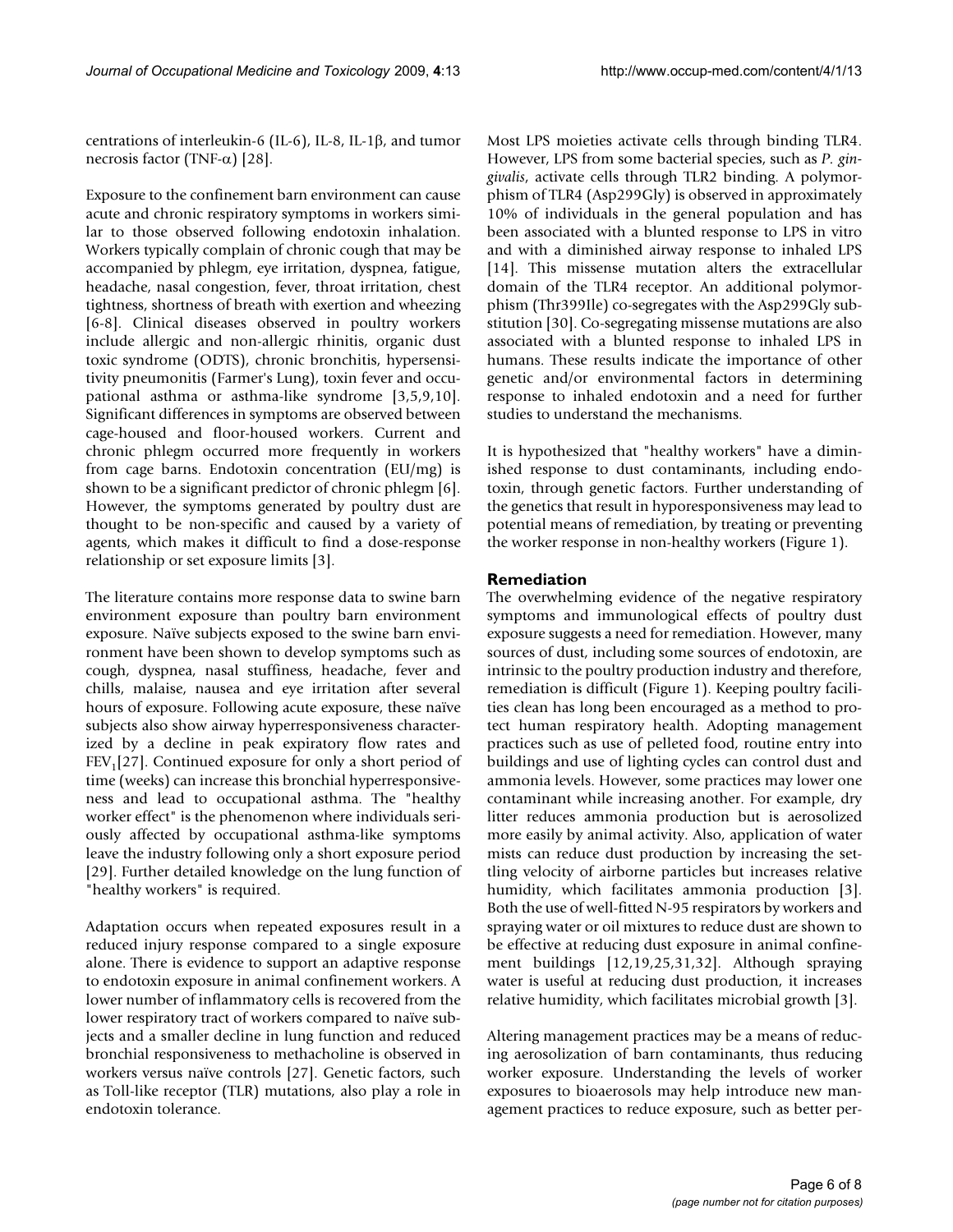centrations of interleukin-6 (IL-6), IL-8, IL-1β, and tumor necrosis factor (TNF-α) [28].

Exposure to the confinement barn environment can cause acute and chronic respiratory symptoms in workers similar to those observed following endotoxin inhalation. Workers typically complain of chronic cough that may be accompanied by phlegm, eye irritation, dyspnea, fatigue, headache, nasal congestion, fever, throat irritation, chest tightness, shortness of breath with exertion and wheezing [6-8]. Clinical diseases observed in poultry workers include allergic and non-allergic rhinitis, organic dust toxic syndrome (ODTS), chronic bronchitis, hypersensitivity pneumonitis (Farmer's Lung), toxin fever and occupational asthma or asthma-like syndrome [3,5,9,10]. Significant differences in symptoms are observed between cage-housed and floor-housed workers. Current and chronic phlegm occurred more frequently in workers from cage barns. Endotoxin concentration (EU/mg) is shown to be a significant predictor of chronic phlegm [6]. However, the symptoms generated by poultry dust are thought to be non-specific and caused by a variety of agents, which makes it difficult to find a dose-response relationship or set exposure limits [3].

The literature contains more response data to swine barn environment exposure than poultry barn environment exposure. Naïve subjects exposed to the swine barn environment have been shown to develop symptoms such as cough, dyspnea, nasal stuffiness, headache, fever and chills, malaise, nausea and eye irritation after several hours of exposure. Following acute exposure, these naïve subjects also show airway hyperresponsiveness characterized by a decline in peak expiratory flow rates and $FEV_1$[27]. Continued exposure for only a short period of time (weeks) can increase this bronchial hyperresponsiveness and lead to occupational asthma. The "healthy worker effect" is the phenomenon where individuals seriously affected by occupational asthma-like symptoms leave the industry following only a short exposure period [29]. Further detailed knowledge on the lung function of "healthy workers" is required.

Adaptation occurs when repeated exposures result in a reduced injury response compared to a single exposure alone. There is evidence to support an adaptive response to endotoxin exposure in animal confinement workers. A lower number of inflammatory cells is recovered from the lower respiratory tract of workers compared to naïve subjects and a smaller decline in lung function and reduced bronchial responsiveness to methacholine is observed in workers versus naïve controls [27]. Genetic factors, such as Toll-like receptor (TLR) mutations, also play a role in endotoxin tolerance.

Most LPS moieties activate cells through binding TLR4. However, LPS from some bacterial species, such as *P. gingivalis*, activate cells through TLR2 binding. A polymorphism of TLR4 (Asp299Gly) is observed in approximately 10% of individuals in the general population and has been associated with a blunted response to LPS in vitro and with a diminished airway response to inhaled LPS [14]. This missense mutation alters the extracellular domain of the TLR4 receptor. An additional polymorphism (Thr399Ile) co-segregates with the Asp299Gly substitution [30]. Co-segregating missense mutations are also associated with a blunted response to inhaled LPS in humans. These results indicate the importance of other genetic and/or environmental factors in determining response to inhaled endotoxin and a need for further studies to understand the mechanisms.

It is hypothesized that "healthy workers" have a diminished response to dust contaminants, including endotoxin, through genetic factors. Further understanding of the genetics that result in hyporesponsiveness may lead to potential means of remediation, by treating or preventing the worker response in non-healthy workers (Figure 1).

## Remediation

The overwhelming evidence of the negative respiratory symptoms and immunological effects of poultry dust exposure suggests a need for remediation. However, many sources of dust, including some sources of endotoxin, are intrinsic to the poultry production industry and therefore, remediation is difficult (Figure 1). Keeping poultry facilities clean has long been encouraged as a method to protect human respiratory health. Adopting management practices such as use of pelleted food, routine entry into buildings and use of lighting cycles can control dust and ammonia levels. However, some practices may lower one contaminant while increasing another. For example, dry litter reduces ammonia production but is aerosolized more easily by animal activity. Also, application of water mists can reduce dust production by increasing the settling velocity of airborne particles but increases relative humidity, which facilitates ammonia production [3]. Both the use of well-fitted N-95 respirators by workers and spraying water or oil mixtures to reduce dust are shown to be effective at reducing dust exposure in animal confinement buildings [12,19,25,31,32]. Although spraying water is useful at reducing dust production, it increases relative humidity, which facilitates microbial growth [3].

Altering management practices may be a means of reducing aerosolization of barn contaminants, thus reducing worker exposure. Understanding the levels of worker exposures to bioaerosols may help introduce new management practices to reduce exposure, such as better per-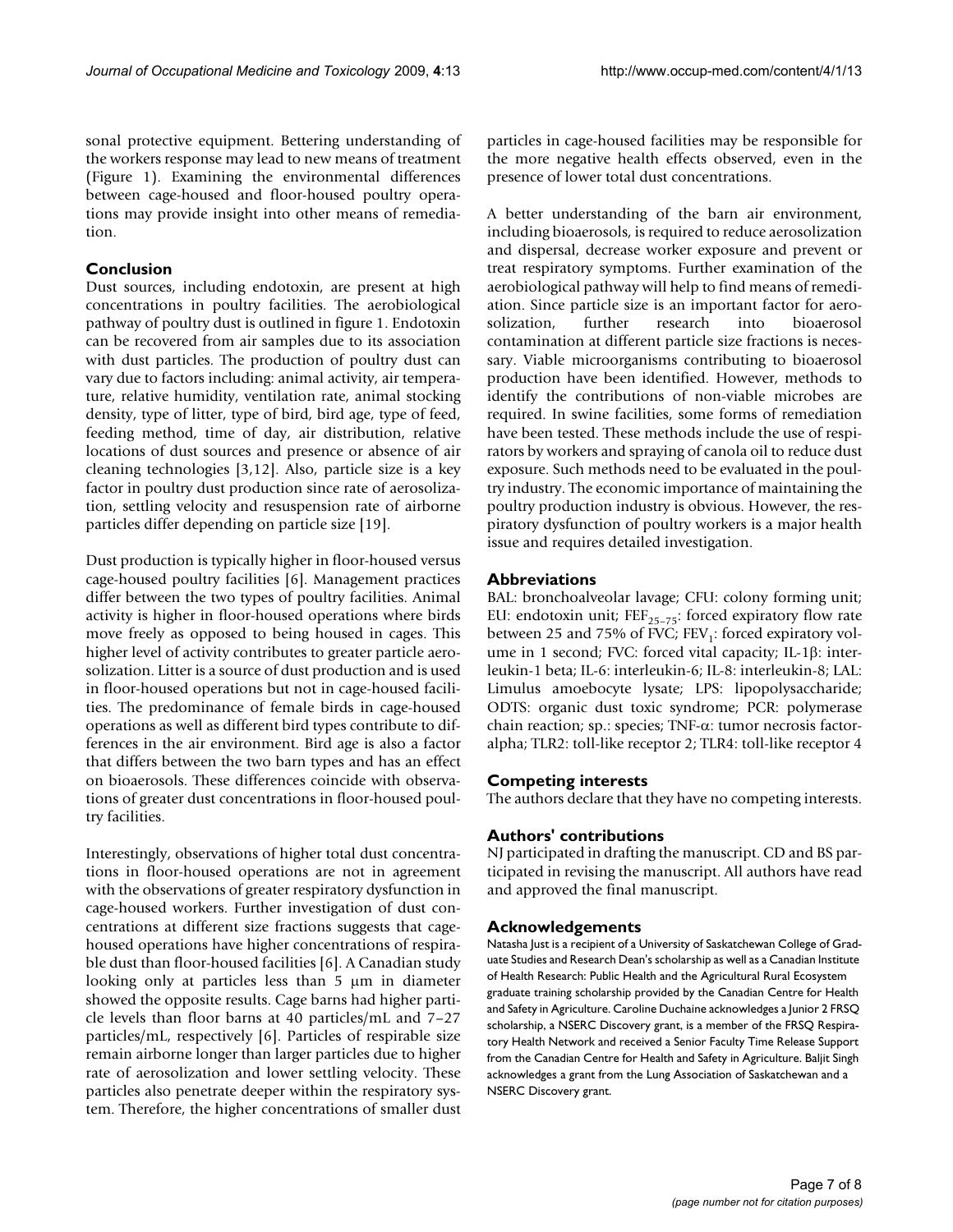sonal protective equipment. Bettering understanding of the workers response may lead to new means of treatment (Figure 1). Examining the environmental differences between cage-housed and floor-housed poultry operations may provide insight into other means of remediation.

## Conclusion

Dust sources, including endotoxin, are present at high concentrations in poultry facilities. The aerobiological pathway of poultry dust is outlined in figure 1. Endotoxin can be recovered from air samples due to its association with dust particles. The production of poultry dust can vary due to factors including: animal activity, air temperature, relative humidity, ventilation rate, animal stocking density, type of litter, type of bird, bird age, type of feed, feeding method, time of day, air distribution, relative locations of dust sources and presence or absence of air cleaning technologies [3,12]. Also, particle size is a key factor in poultry dust production since rate of aerosolization, settling velocity and resuspension rate of airborne particles differ depending on particle size [19].

Dust production is typically higher in floor-housed versus cage-housed poultry facilities [6]. Management practices differ between the two types of poultry facilities. Animal activity is higher in floor-housed operations where birds move freely as opposed to being housed in cages. This higher level of activity contributes to greater particle aerosolization. Litter is a source of dust production and is used in floor-housed operations but not in cage-housed facilities. The predominance of female birds in cage-housed operations as well as different bird types contribute to differences in the air environment. Bird age is also a factor that differs between the two barn types and has an effect on bioaerosols. These differences coincide with observations of greater dust concentrations in floor-housed poultry facilities.

Interestingly, observations of higher total dust concentrations in floor-housed operations are not in agreement with the observations of greater respiratory dysfunction in cage-housed workers. Further investigation of dust concentrations at different size fractions suggests that cage-housed operations have higher concentrations of respirable dust than floor-housed facilities [6]. A Canadian study looking only at particles less than 5 μm in diameter showed the opposite results. Cage barns had higher particle levels than floor barns at 40 particles/mL and 7–27 particles/mL, respectively [6]. Particles of respirable size remain airborne longer than larger particles due to higher rate of aerosolization and lower settling velocity. These particles also penetrate deeper within the respiratory system. Therefore, the higher concentrations of smaller dust particles in cage-housed facilities may be responsible for the more negative health effects observed, even in the presence of lower total dust concentrations.

A better understanding of the barn air environment, including bioaerosols, is required to reduce aerosolization and dispersal, decrease worker exposure and prevent or treat respiratory symptoms. Further examination of the aerobiological pathway will help to find means of remediation. Since particle size is an important factor for aerosolization, further research into bioaerosol contamination at different particle size fractions is necessary. Viable microorganisms contributing to bioaerosol production have been identified. However, methods to identify the contributions of non-viable microbes are required. In swine facilities, some forms of remediation have been tested. These methods include the use of respirators by workers and spraying of canola oil to reduce dust exposure. Such methods need to be evaluated in the poultry industry. The economic importance of maintaining the poultry production industry is obvious. However, the respiratory dysfunction of poultry workers is a major health issue and requires detailed investigation.

## Abbreviations

BAL: bronchoalveolar lavage; CFU: colony forming unit; EU: endotoxin unit; $FEF_{25-75}$: forced expiratory flow rate between 25 and 75% of FVC; $FEV_1$: forced expiratory volume in 1 second; FVC: forced vital capacity; IL-1β: interleukin-1 beta; IL-6: interleukin-6; IL-8: interleukin-8; LAL: Limulus amoebocyte lysate; LPS: lipopolysaccharide; ODTS: organic dust toxic syndrome; PCR: polymerase chain reaction; sp.: species; TNF-α: tumor necrosis factor-alpha; TLR2: toll-like receptor 2; TLR4: toll-like receptor 4

## Competing interests

The authors declare that they have no competing interests.

## Authors' contributions

NJ participated in drafting the manuscript. CD and BS participated in revising the manuscript. All authors have read and approved the final manuscript.

## Acknowledgements

Natasha Just is a recipient of a University of Saskatchewan College of Graduate Studies and Research Dean's scholarship as well as a Canadian Institute of Health Research: Public Health and the Agricultural Rural Ecosystem graduate training scholarship provided by the Canadian Centre for Health and Safety in Agriculture. Caroline Duchaine acknowledges a Junior 2 FRSQ scholarship, a NSERC Discovery grant, is a member of the FRSQ Respiratory Health Network and received a Senior Faculty Time Release Support from the Canadian Centre for Health and Safety in Agriculture. Baljit Singh acknowledges a grant from the Lung Association of Saskatchewan and a NSERC Discovery grant.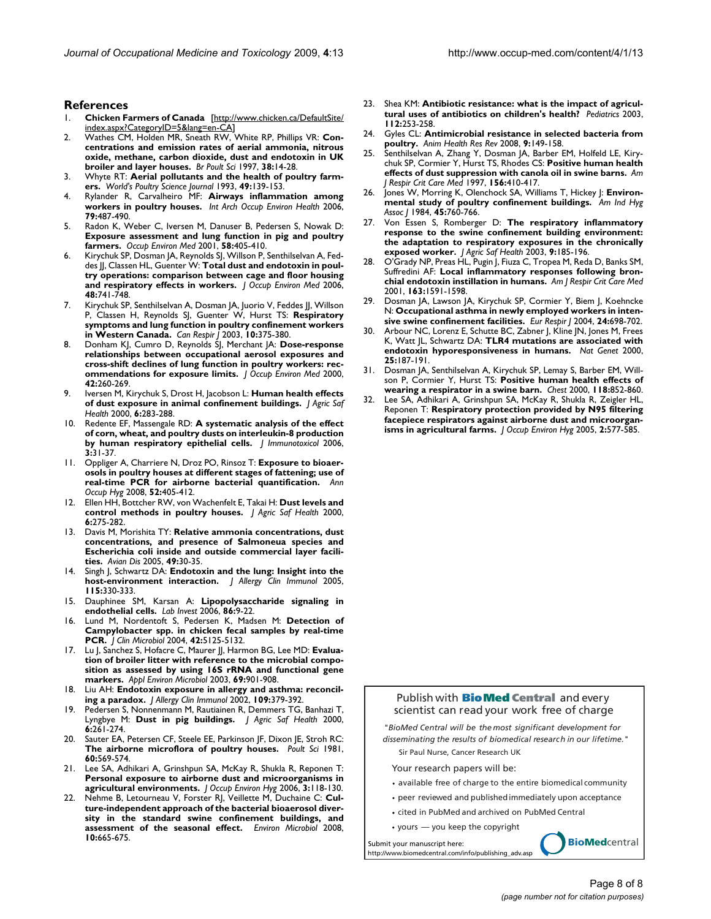## References

1. **Chicken Farmers of Canada** [http://www.chicken.ca/DefaultSite/index.aspx?CategoryID=5&lang=en-CA]
2. Wathes CM, Holden MR, Sneath RW, White RP, Phillips VR: **Concentrations and emission rates of aerial ammonia, nitrous oxide, methane, carbon dioxide, dust and endotoxin in UK broiler and layer houses.** *Br Poult Sci* 1997, **38:**14-28.
3. Whyte RT: **Aerial pollutants and the health of poultry farmers.** *World's Poultry Science Journal* 1993, **49:**139-153.
4. Rylander R, Carvalheiro MF: **Airways inflammation among workers in poultry houses.** *Int Arch Occup Environ Health* 2006, **79:**487-490.
5. Radon K, Weber C, Iversen M, Danuser B, Pedersen S, Nowak D: **Exposure assessment and lung function in pig and poultry farmers.** *Occup Environ Med* 2001, **58:**405-410.
6. Kirychuk SP, Dosman JA, Reynolds SJ, Willson P, Senthilselvan A, Feddes JJ, Classen HL, Guenter W: **Total dust and endotoxin in poultry operations: comparison between cage and floor housing and respiratory effects in workers.** *J Occup Environ Med* 2006, **48:**741-748.
7. Kirychuk SP, Senthilselvan A, Dosman JA, Juorio V, Feddes JJ, Willson P, Classen H, Reynolds SJ, Guenter W, Hurst TS: **Respiratory symptoms and lung function in poultry confinement workers in Western Canada.** *Can Respir J* 2003, **10:**375-380.
8. Donham KJ, Cumro D, Reynolds SJ, Merchant JA: **Dose-response relationships between occupational aerosol exposures and cross-shift declines of lung function in poultry workers: recommendations for exposure limits.** *J Occup Environ Med* 2000, **42:**260-269.
9. Iversen M, Kirychuk S, Drost H, Jacobson L: **Human health effects of dust exposure in animal confinement buildings.** *J Agric Saf Health* 2000, **6:**283-288.
10. Redente EF, Massengale RD: **A systematic analysis of the effect of corn, wheat, and poultry dusts on interleukin-8 production by human respiratory epithelial cells.** *J Immunotoxicol* 2006, **3:**31-37.
11. Oppliger A, Charriere N, Droz PO, Rinsoz T: **Exposure to bioaerosols in poultry houses at different stages of fattening; use of real-time PCR for airborne bacterial quantification.** *Ann Occup Hyg* 2008, **52:**405-412.
12. Ellen HH, Bottcher RW, von Wachenfelt E, Takai H: **Dust levels and control methods in poultry houses.** *J Agric Saf Health* 2000, **6:**275-282.
13. Davis M, Morishita TY: **Relative ammonia concentrations, dust concentrations, and presence of Salmoneua species and Escherichia coli inside and outside commercial layer facilities.** *Avian Dis* 2005, **49:**30-35.
14. Singh J, Schwartz DA: **Endotoxin and the lung: Insight into the host-environment interaction.** *J Allergy Clin Immunol* 2005, **115:**330-333.
15. Dauphinee SM, Karsan A: **Lipopolysaccharide signaling in endothelial cells.** *Lab Invest* 2006, **86:**9-22.
16. Lund M, Nordentoft S, Pedersen K, Madsen M: **Detection of Campylobacter spp. in chicken fecal samples by real-time PCR.** *J Clin Microbiol* 2004, **42:**5125-5132.
17. Lu J, Sanchez S, Hofacre C, Maurer JJ, Harmon BG, Lee MD: **Evaluation of broiler litter with reference to the microbial composition as assessed by using 16S rRNA and functional gene markers.** *Appl Environ Microbiol* 2003, **69:**901-908.
18. Liu AH: **Endotoxin exposure in allergy and asthma: reconciling a paradox.** *J Allergy Clin Immunol* 2002, **109:**379-392.
19. Pedersen S, Nonnenmann M, Rautiainen R, Demmers TG, Banhazi T, Lyngbye M: **Dust in pig buildings.** *J Agric Saf Health* 2000, **6:**261-274.
20. Sauter EA, Petersen CF, Steele EE, Parkinson JF, Dixon JE, Stroh RC: **The airborne microflora of poultry houses.** *Poult Sci* 1981, **60:**569-574.
21. Lee SA, Adhikari A, Grinshpun SA, McKay R, Shukla R, Reponen T: **Personal exposure to airborne dust and microorganisms in agricultural environments.** *J Occup Environ Hyg* 2006, **3:**118-130.
22. Nehme B, Letourneau V, Forster RJ, Veillette M, Duchaine C: **Culture-independent approach of the bacterial bioaerosol diversity in the standard swine confinement buildings, and assessment of the seasonal effect.** *Environ Microbiol* 2008, **10:**665-675.
23. Shea KM: **Antibiotic resistance: what is the impact of agricultural uses of antibiotics on children's health?** *Pediatrics* 2003, **112:**253-258.
24. Gyles CL: **Antimicrobial resistance in selected bacteria from poultry.** *Anim Health Res Rev* 2008, **9:**149-158.
25. Senthilselvan A, Zhang Y, Dosman JA, Barber EM, Holfeld LE, Kirychuk SP, Cormier Y, Hurst TS, Rhodes CS: **Positive human health effects of dust suppression with canola oil in swine barns.** *Am J Respir Crit Care Med* 1997, **156:**410-417.
26. Jones W, Morring K, Olenchock SA, Williams T, Hickey J: **Environmental study of poultry confinement buildings.** *Am Ind Hyg Assoc J* 1984, **45:**760-766.
27. Von Essen S, Romberger D: **The respiratory inflammatory response to the swine confinement building environment: the adaptation to respiratory exposures in the chronically exposed worker.** *J Agric Saf Health* 2003, **9:**185-196.
28. O'Grady NP, Preas HL, Pugin J, Fiuza C, Tropea M, Reda D, Banks SM, Suffredini AF: **Local inflammatory responses following bronchial endotoxin instillation in humans.** *Am J Respir Crit Care Med* 2001, **163:**1591-1598.
29. Dosman JA, Lawson JA, Kirychuk SP, Cormier Y, Biem J, Koehncke N: **Occupational asthma in newly employed workers in intensive swine confinement facilities.** *Eur Respir J* 2004, **24:**698-702.
30. Arbour NC, Lorenz E, Schutte BC, Zabner J, Kline JN, Jones M, Frees K, Watt JL, Schwartz DA: **TLR4 mutations are associated with endotoxin hyporesponsiveness in humans.** *Nat Genet* 2000, **25:**187-191.
31. Dosman JA, Senthilselvan A, Kirychuk SP, Lemay S, Barber EM, Willson P, Cormier Y, Hurst TS: **Positive human health effects of wearing a respirator in a swine barn.** *Chest* 2000, **118:**852-860.
32. Lee SA, Adhikari A, Grinshpun SA, McKay R, Shukla R, Zeigler HL, Reponen T: **Respiratory protection provided by N95 filtering facepiece respirators against airborne dust and microorganisms in agricultural farms.** *J Occup Environ Hyg* 2005, **2:**577-585.

Publish with **BioMed Central** and every scientist can read your work free of charge

*"BioMed Central will be the most significant development for disseminating the results of biomedical research in our lifetime."*

Sir Paul Nurse, Cancer Research UK

Your research papers will be:

- available free of charge to the entire biomedical community
- peer reviewed and published immediately upon acceptance
- cited in PubMed and archived on PubMed Central
- yours — you keep the copyright

Submit your manuscript here:
http://www.biomedcentral.com/info/publishing_adv.asp

BioMedcentral